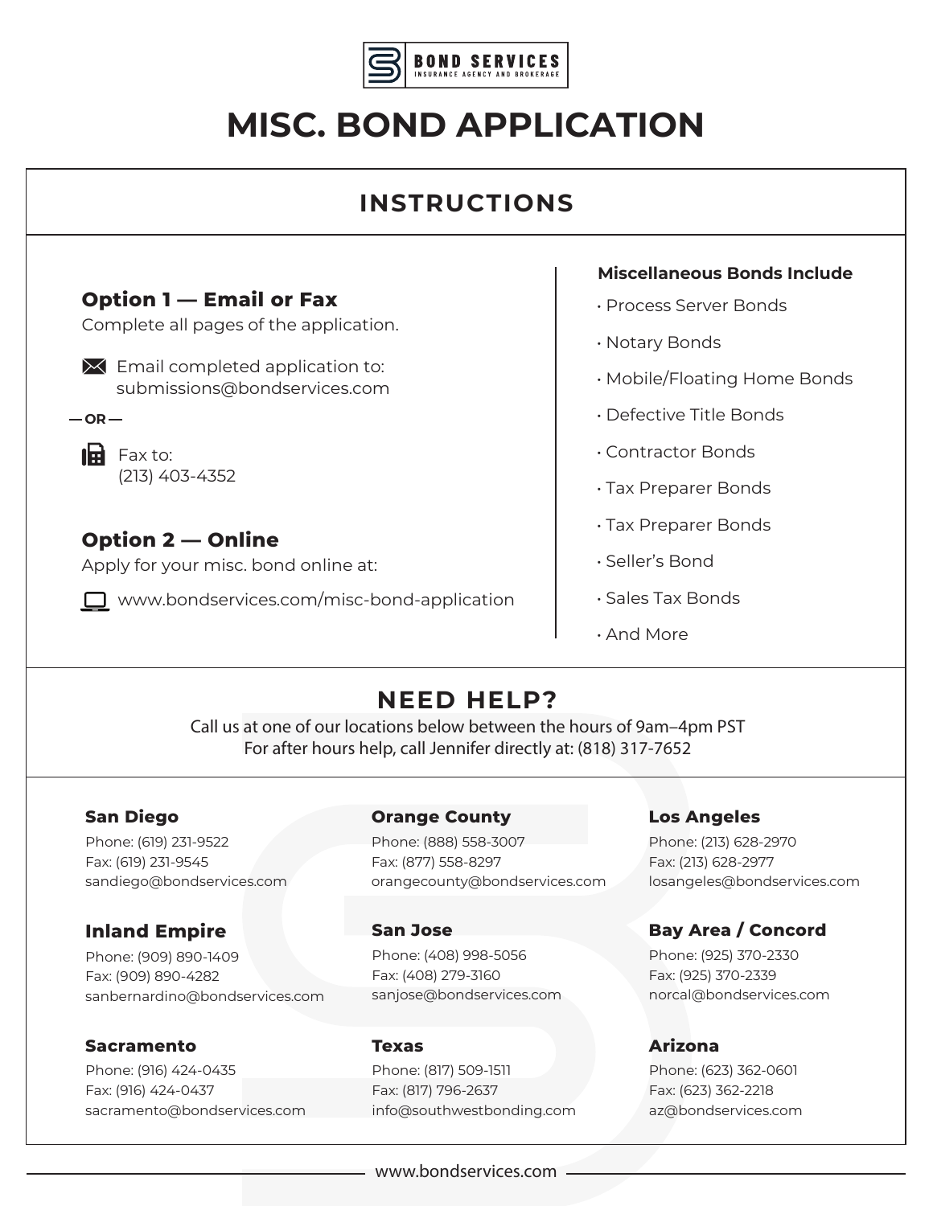BOND SERVICES
INSURANCE AGENCY AND BROKERAGE

# MISC. BOND APPLICATION

## INSTRUCTIONS

### Option 1 — Email or Fax

Complete all pages of the application.

Email completed application to:
submissions@bondservices.com

— OR —

Fax to:
(213) 403-4352

### Option 2 — Online

Apply for your misc. bond online at:

www.bondservices.com/misc-bond-application

**Miscellaneous Bonds Include**

- Process Server Bonds
- Notary Bonds
- Mobile/Floating Home Bonds
- Defective Title Bonds
- Contractor Bonds
- Tax Preparer Bonds
- Tax Preparer Bonds
- Seller's Bond
- Sales Tax Bonds
- And More

## NEED HELP?

Call us at one of our locations below between the hours of 9am–4pm PST
For after hours help, call Jennifer directly at: (818) 317-7652

**San Diego**
Phone: (619) 231-9522
Fax: (619) 231-9545
sandiego@bondservices.com

**Orange County**
Phone: (888) 558-3007
Fax: (877) 558-8297
orangecounty@bondservices.com

**Los Angeles**
Phone: (213) 628-2970
Fax: (213) 628-2977
losangeles@bondservices.com

**Inland Empire**
Phone: (909) 890-1409
Fax: (909) 890-4282
sanbernardino@bondservices.com

**San Jose**
Phone: (408) 998-5056
Fax: (408) 279-3160
sanjose@bondservices.com

**Bay Area / Concord**
Phone: (925) 370-2330
Fax: (925) 370-2339
norcal@bondservices.com

**Sacramento**
Phone: (916) 424-0435
Fax: (916) 424-0437
sacramento@bondservices.com

**Texas**
Phone: (817) 509-1511
Fax: (817) 796-2637
info@southwestbonding.com

**Arizona**
Phone: (623) 362-0601
Fax: (623) 362-2218
az@bondservices.com

www.bondservices.com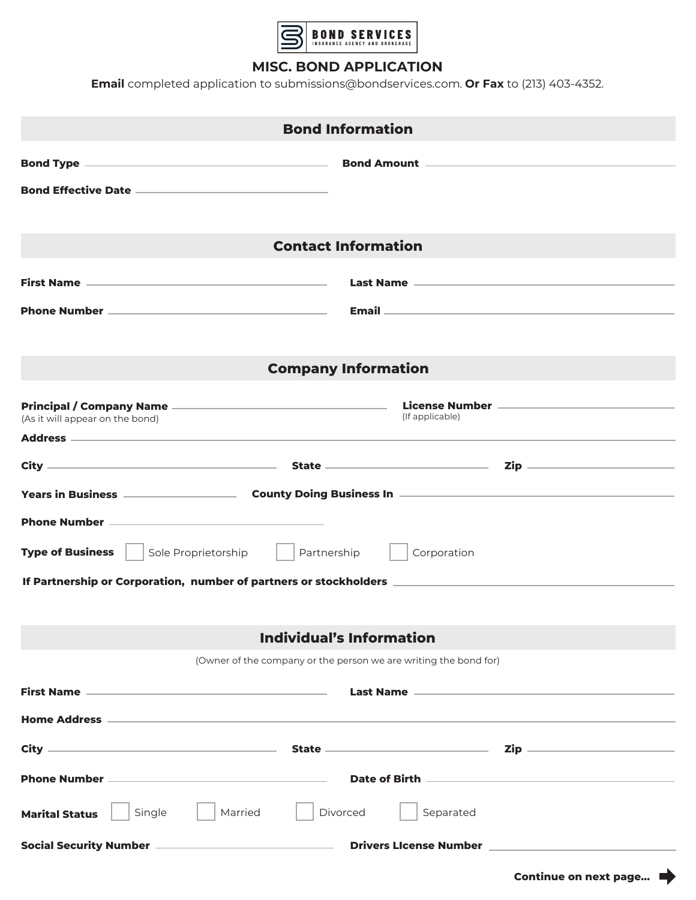**BOND SERVICES**
INSURANCE AGENCY AND BROKERAGE

# MISC. BOND APPLICATION

**Email** completed application to submissions@bondservices.com. **Or Fax** to (213) 403-4352.

## Bond Information

**Bond Type** ______________________ **Bond Amount** ______________________

**Bond Effective Date** ______________________

## Contact Information

**First Name** ______________________ **Last Name** ______________________

**Phone Number** ______________________ **Email** ______________________

## Company Information

**Principal / Company Name** ______________________
(As it will appear on the bond)

**License Number** ______________________
(If applicable)

**Address** ______________________

**City** ______________________ **State** ______________________ **Zip** ______________________

**Years in Business** ______________________ **County Doing Business In** ______________________

**Phone Number** ______________________

**Type of Business** ☐ Sole Proprietorship ☐ Partnership ☐ Corporation

**If Partnership or Corporation, number of partners or stockholders** ______________________

## Individual's Information

(Owner of the company or the person we are writing the bond for)

**First Name** ______________________ **Last Name** ______________________

**Home Address** ______________________

**City** ______________________ **State** ______________________ **Zip** ______________________

**Phone Number** ______________________ **Date of Birth** ______________________

**Marital Status** ☐ Single ☐ Married ☐ Divorced ☐ Separated

**Social Security Number** ______________________ **Drivers LIcense Number** ______________________

**Continue on next page...**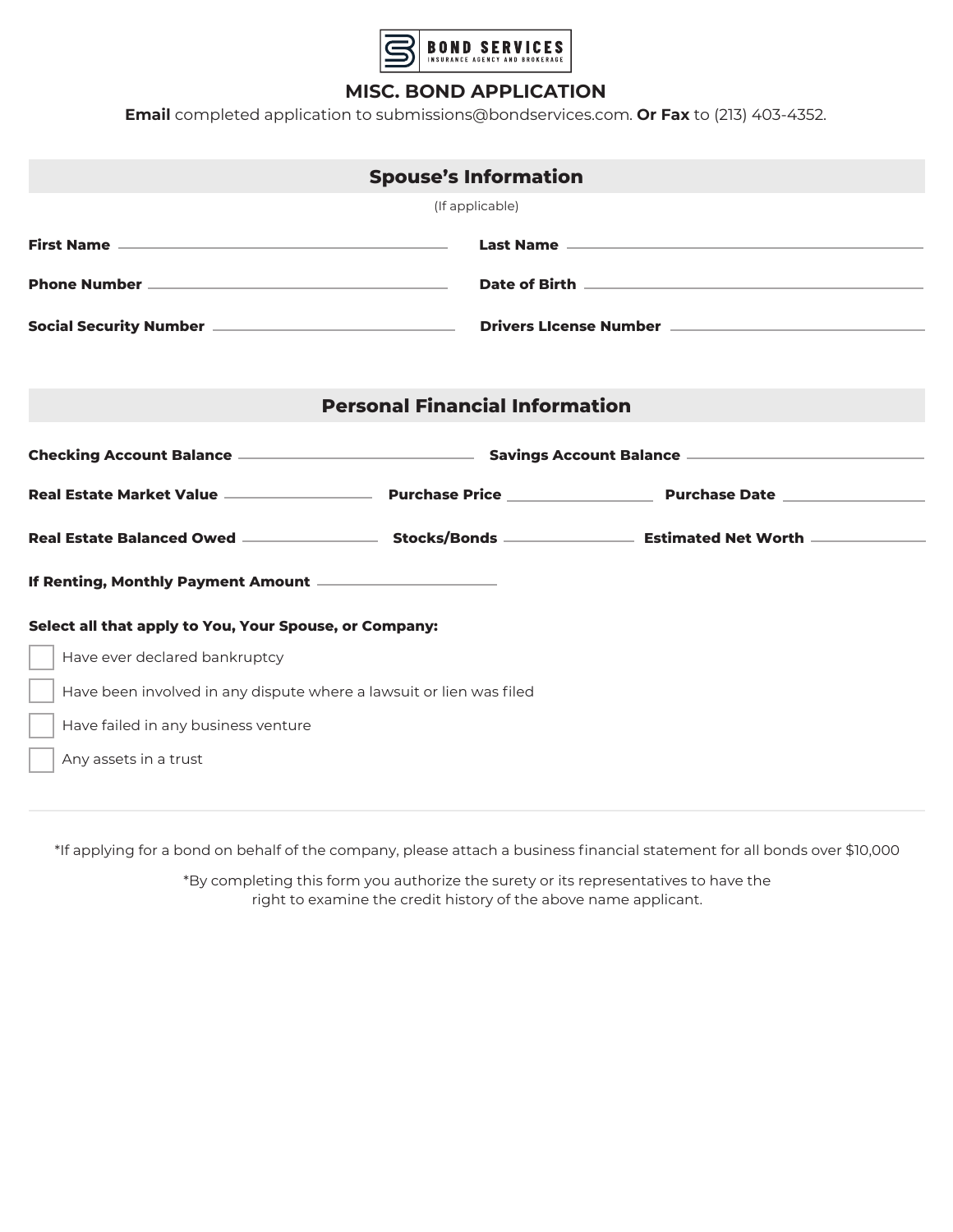BOND SERVICES
INSURANCE AGENCY AND BROKERAGE

# MISC. BOND APPLICATION

**Email** completed application to submissions@bondservices.com. **Or Fax** to (213) 403-4352.

## Spouse's Information

(If applicable)

**First Name** ______________________ **Last Name** ______________________

**Phone Number** ______________________ **Date of Birth** ______________________

**Social Security Number** ______________________ **Drivers LIcense Number** ______________________

## Personal Financial Information

**Checking Account Balance** ______________________ **Savings Account Balance** ______________________

**Real Estate Market Value** ______________ **Purchase Price** ______________ **Purchase Date** ______________

**Real Estate Balanced Owed** ______________ **Stocks/Bonds** ______________ **Estimated Net Worth** ______________

**If Renting, Monthly Payment Amount** ______________________

**Select all that apply to You, Your Spouse, or Company:**

- ☐ Have ever declared bankruptcy
- ☐ Have been involved in any dispute where a lawsuit or lien was filed
- ☐ Have failed in any business venture
- ☐ Any assets in a trust

---

*If applying for a bond on behalf of the company, please attach a business financial statement for all bonds over $10,000

*By completing this form you authorize the surety or its representatives to have the right to examine the credit history of the above name applicant.